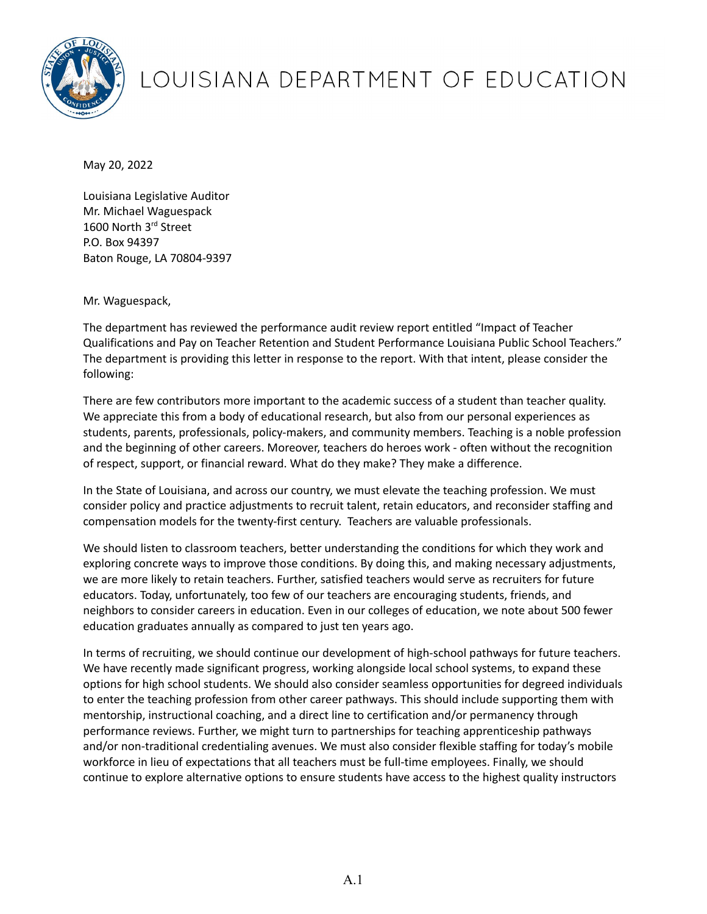# LOUISIANA DEPARTMENT OF EDUCATION

May 20, 2022

Louisiana Legislative Auditor
Mr. Michael Waguespack
1600 North 3rd Street
P.O. Box 94397
Baton Rouge, LA 70804-9397

Mr. Waguespack,

The department has reviewed the performance audit review report entitled "Impact of Teacher Qualifications and Pay on Teacher Retention and Student Performance Louisiana Public School Teachers." The department is providing this letter in response to the report. With that intent, please consider the following:

There are few contributors more important to the academic success of a student than teacher quality. We appreciate this from a body of educational research, but also from our personal experiences as students, parents, professionals, policy-makers, and community members. Teaching is a noble profession and the beginning of other careers. Moreover, teachers do heroes work - often without the recognition of respect, support, or financial reward. What do they make? They make a difference.

In the State of Louisiana, and across our country, we must elevate the teaching profession. We must consider policy and practice adjustments to recruit talent, retain educators, and reconsider staffing and compensation models for the twenty-first century. Teachers are valuable professionals.

We should listen to classroom teachers, better understanding the conditions for which they work and exploring concrete ways to improve those conditions. By doing this, and making necessary adjustments, we are more likely to retain teachers. Further, satisfied teachers would serve as recruiters for future educators. Today, unfortunately, too few of our teachers are encouraging students, friends, and neighbors to consider careers in education. Even in our colleges of education, we note about 500 fewer education graduates annually as compared to just ten years ago.

In terms of recruiting, we should continue our development of high-school pathways for future teachers. We have recently made significant progress, working alongside local school systems, to expand these options for high school students. We should also consider seamless opportunities for degreed individuals to enter the teaching profession from other career pathways. This should include supporting them with mentorship, instructional coaching, and a direct line to certification and/or permanency through performance reviews. Further, we might turn to partnerships for teaching apprenticeship pathways and/or non-traditional credentialing avenues. We must also consider flexible staffing for today's mobile workforce in lieu of expectations that all teachers must be full-time employees. Finally, we should continue to explore alternative options to ensure students have access to the highest quality instructors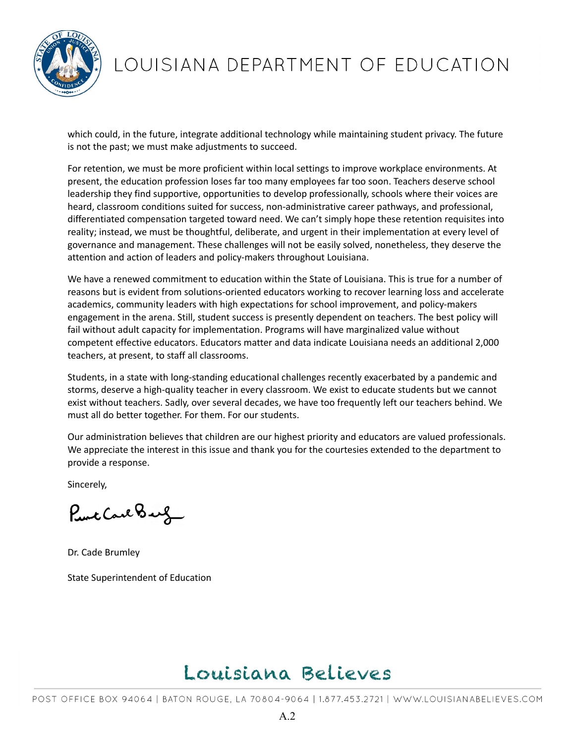which could, in the future, integrate additional technology while maintaining student privacy. The future is not the past; we must make adjustments to succeed.

For retention, we must be more proficient within local settings to improve workplace environments. At present, the education profession loses far too many employees far too soon. Teachers deserve school leadership they find supportive, opportunities to develop professionally, schools where their voices are heard, classroom conditions suited for success, non-administrative career pathways, and professional, differentiated compensation targeted toward need. We can't simply hope these retention requisites into reality; instead, we must be thoughtful, deliberate, and urgent in their implementation at every level of governance and management. These challenges will not be easily solved, nonetheless, they deserve the attention and action of leaders and policy-makers throughout Louisiana.

We have a renewed commitment to education within the State of Louisiana. This is true for a number of reasons but is evident from solutions-oriented educators working to recover learning loss and accelerate academics, community leaders with high expectations for school improvement, and policy-makers engagement in the arena. Still, student success is presently dependent on teachers. The best policy will fail without adult capacity for implementation. Programs will have marginalized value without competent effective educators. Educators matter and data indicate Louisiana needs an additional 2,000 teachers, at present, to staff all classrooms.

Students, in a state with long-standing educational challenges recently exacerbated by a pandemic and storms, deserve a high-quality teacher in every classroom. We exist to educate students but we cannot exist without teachers. Sadly, over several decades, we have too frequently left our teachers behind. We must all do better together. For them. For our students.

Our administration believes that children are our highest priority and educators are valued professionals. We appreciate the interest in this issue and thank you for the courtesies extended to the department to provide a response.

Sincerely,

Dr. Cade Brumley

State Superintendent of Education

A.2